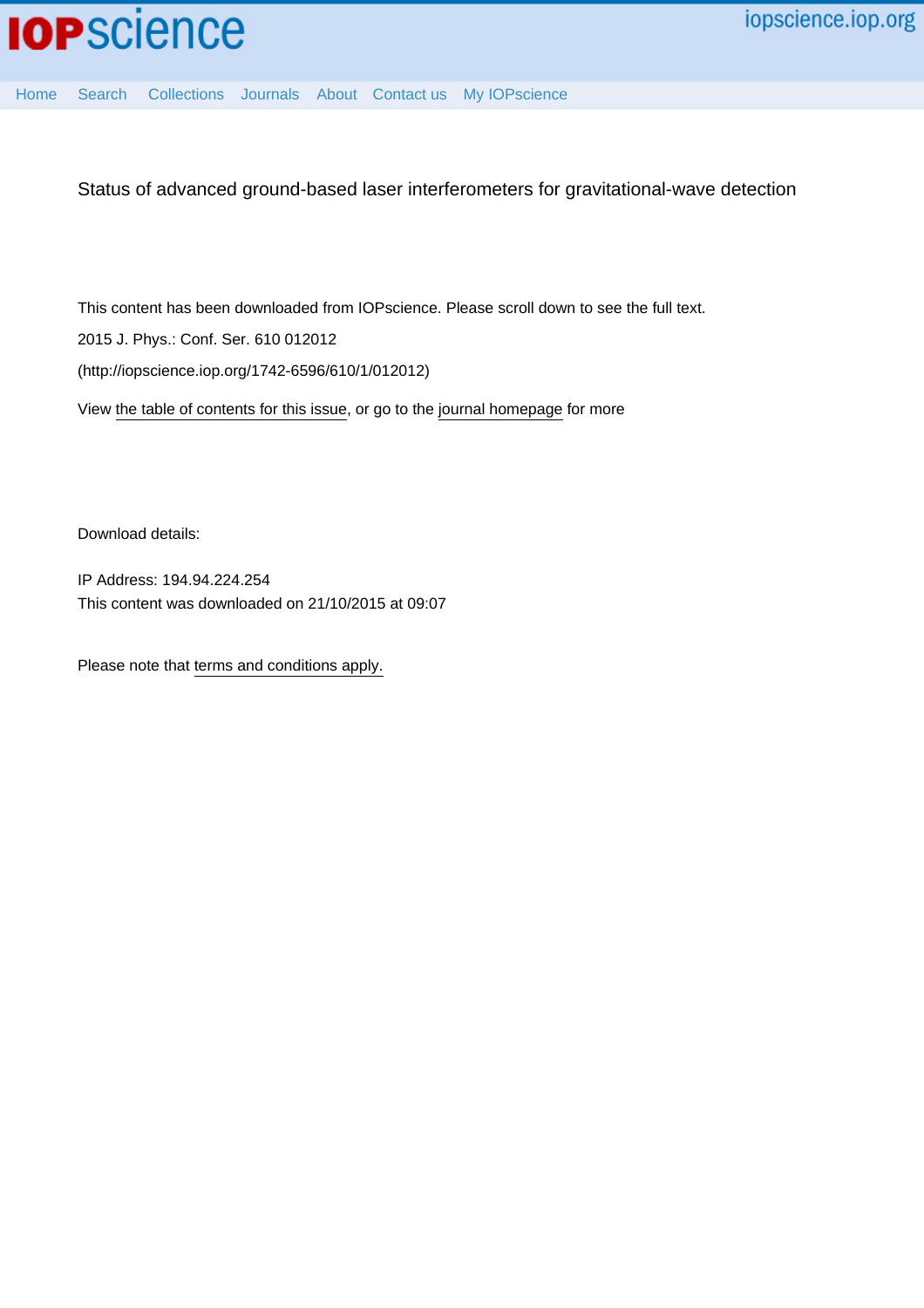Status of advanced ground-based laser interferometers for gravitational-wave detection

This content has been downloaded from IOPscience. Please scroll down to see the full text.

2015 J. Phys.: Conf. Ser. 610 012012

(http://iopscience.iop.org/1742-6596/610/1/012012)

View the table of contents for this issue, or go to the journal homepage for more

Download details:

IP Address: 194.94.224.254

This content was downloaded on 21/10/2015 at 09:07

Please note that terms and conditions apply.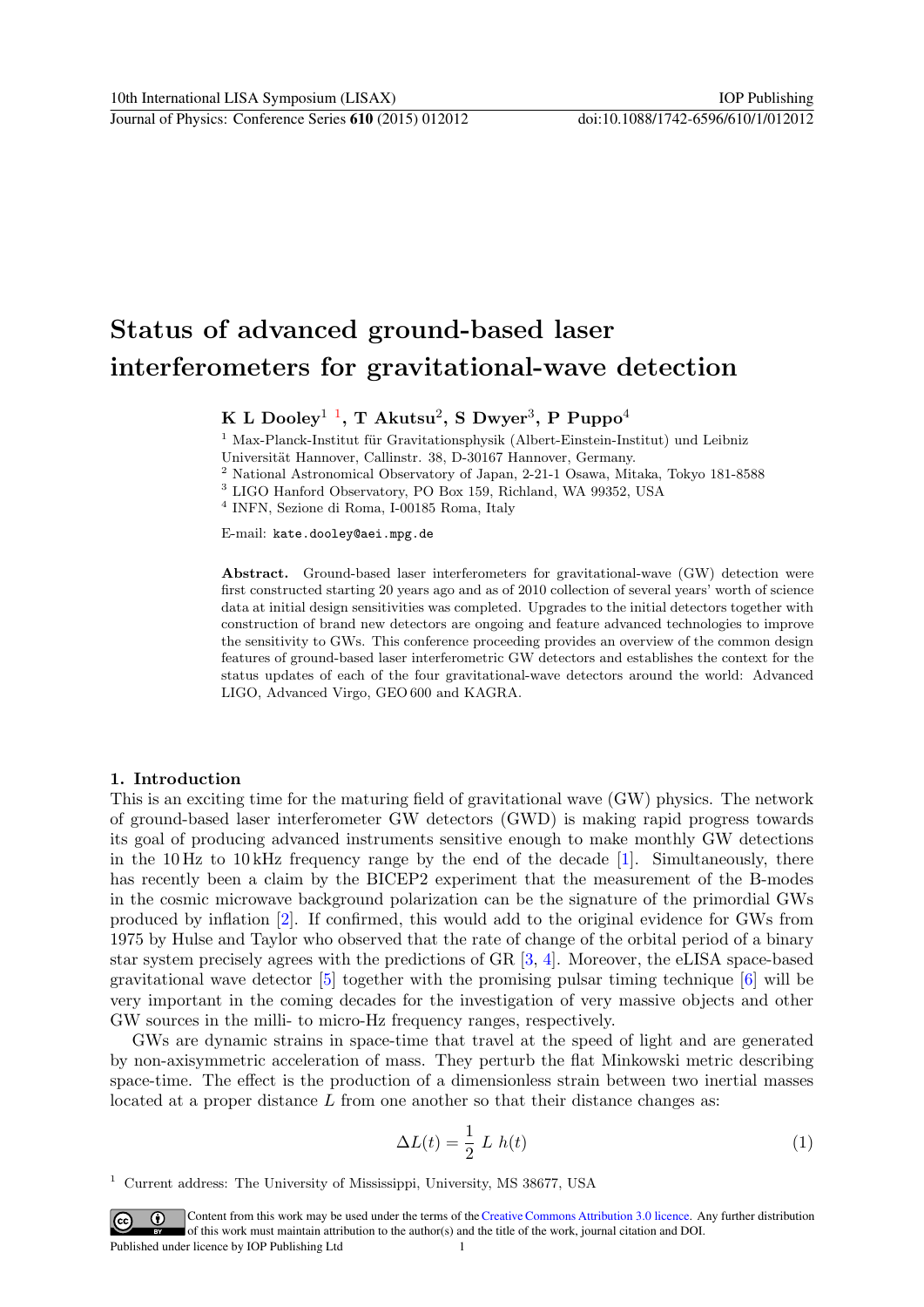# Status of advanced ground-based laser interferometers for gravitational-wave detection

**K L Dooley[1] [1], T Akutsu[2], S Dwyer[3], P Puppo[4]**

[1] Max-Planck-Institut für Gravitationsphysik (Albert-Einstein-Institut) und Leibniz Universität Hannover, Callinstr. 38, D-30167 Hannover, Germany.

[2] National Astronomical Observatory of Japan, 2-21-1 Osawa, Mitaka, Tokyo 181-8588

[3] LIGO Hanford Observatory, PO Box 159, Richland, WA 99352, USA

[4] INFN, Sezione di Roma, I-00185 Roma, Italy

E-mail: `kate.dooley@aei.mpg.de`

**Abstract.** Ground-based laser interferometers for gravitational-wave (GW) detection were first constructed starting 20 years ago and as of 2010 collection of several years' worth of science data at initial design sensitivities was completed. Upgrades to the initial detectors together with construction of brand new detectors are ongoing and feature advanced technologies to improve the sensitivity to GWs. This conference proceeding provides an overview of the common design features of ground-based laser interferometric GW detectors and establishes the context for the status updates of each of the four gravitational-wave detectors around the world: Advanced LIGO, Advanced Virgo, GEO 600 and KAGRA.

## 1. Introduction

This is an exciting time for the maturing field of gravitational wave (GW) physics. The network of ground-based laser interferometer GW detectors (GWD) is making rapid progress towards its goal of producing advanced instruments sensitive enough to make monthly GW detections in the 10 Hz to 10 kHz frequency range by the end of the decade [1]. Simultaneously, there has recently been a claim by the BICEP2 experiment that the measurement of the B-modes in the cosmic microwave background polarization can be the signature of the primordial GWs produced by inflation [2]. If confirmed, this would add to the original evidence for GWs from 1975 by Hulse and Taylor who observed that the rate of change of the orbital period of a binary star system precisely agrees with the predictions of GR [3, 4]. Moreover, the eLISA space-based gravitational wave detector [5] together with the promising pulsar timing technique [6] will be very important in the coming decades for the investigation of very massive objects and other GW sources in the milli- to micro-Hz frequency ranges, respectively.

GWs are dynamic strains in space-time that travel at the speed of light and are generated by non-axisymmetric acceleration of mass. They perturb the flat Minkowski metric describing space-time. The effect is the production of a dimensionless strain between two inertial masses located at a proper distance $L$ from one another so that their distance changes as:

$$\Delta L(t) = \frac{1}{2}\, L\, h(t) \tag{1}$$

[1] Current address: The University of Mississippi, University, MS 38677, USA

Content from this work may be used under the terms of the Creative Commons Attribution 3.0 licence. Any further distribution of this work must maintain attribution to the author(s) and the title of the work, journal citation and DOI.
Published under licence by IOP Publishing Ltd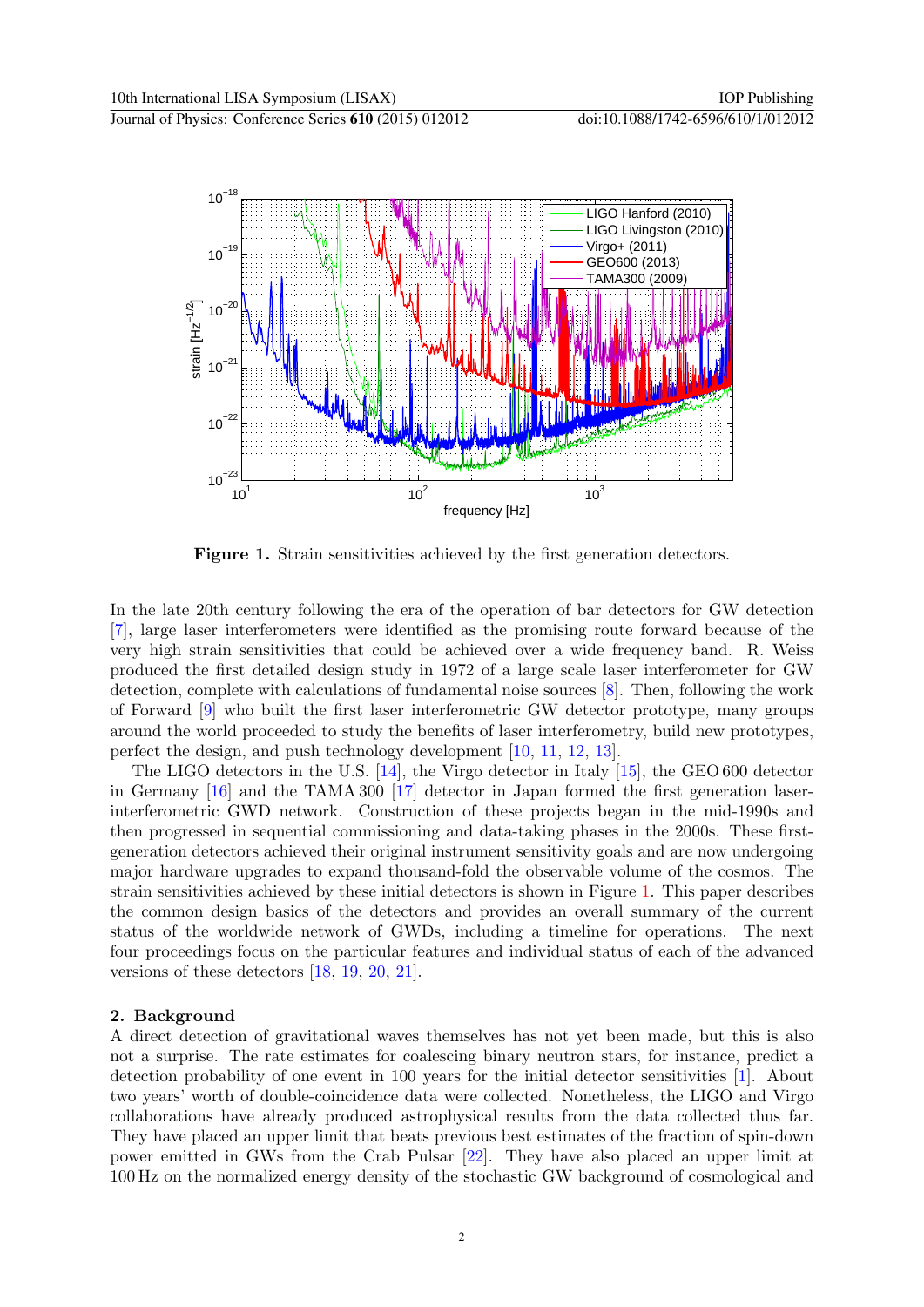**Figure 1.** Strain sensitivities achieved by the first generation detectors.

In the late 20th century following the era of the operation of bar detectors for GW detection [7], large laser interferometers were identified as the promising route forward because of the very high strain sensitivities that could be achieved over a wide frequency band. R. Weiss produced the first detailed design study in 1972 of a large scale laser interferometer for GW detection, complete with calculations of fundamental noise sources [8]. Then, following the work of Forward [9] who built the first laser interferometric GW detector prototype, many groups around the world proceeded to study the benefits of laser interferometry, build new prototypes, perfect the design, and push technology development [10, 11, 12, 13].

The LIGO detectors in the U.S. [14], the Virgo detector in Italy [15], the GEO 600 detector in Germany [16] and the TAMA 300 [17] detector in Japan formed the first generation laser-interferometric GWD network. Construction of these projects began in the mid-1990s and then progressed in sequential commissioning and data-taking phases in the 2000s. These first-generation detectors achieved their original instrument sensitivity goals and are now undergoing major hardware upgrades to expand thousand-fold the observable volume of the cosmos. The strain sensitivities achieved by these initial detectors is shown in Figure 1. This paper describes the common design basics of the detectors and provides an overall summary of the current status of the worldwide network of GWDs, including a timeline for operations. The next four proceedings focus on the particular features and individual status of each of the advanced versions of these detectors [18, 19, 20, 21].

## 2. Background

A direct detection of gravitational waves themselves has not yet been made, but this is also not a surprise. The rate estimates for coalescing binary neutron stars, for instance, predict a detection probability of one event in 100 years for the initial detector sensitivities [1]. About two years' worth of double-coincidence data were collected. Nonetheless, the LIGO and Virgo collaborations have already produced astrophysical results from the data collected thus far. They have placed an upper limit that beats previous best estimates of the fraction of spin-down power emitted in GWs from the Crab Pulsar [22]. They have also placed an upper limit at 100 Hz on the normalized energy density of the stochastic GW background of cosmological and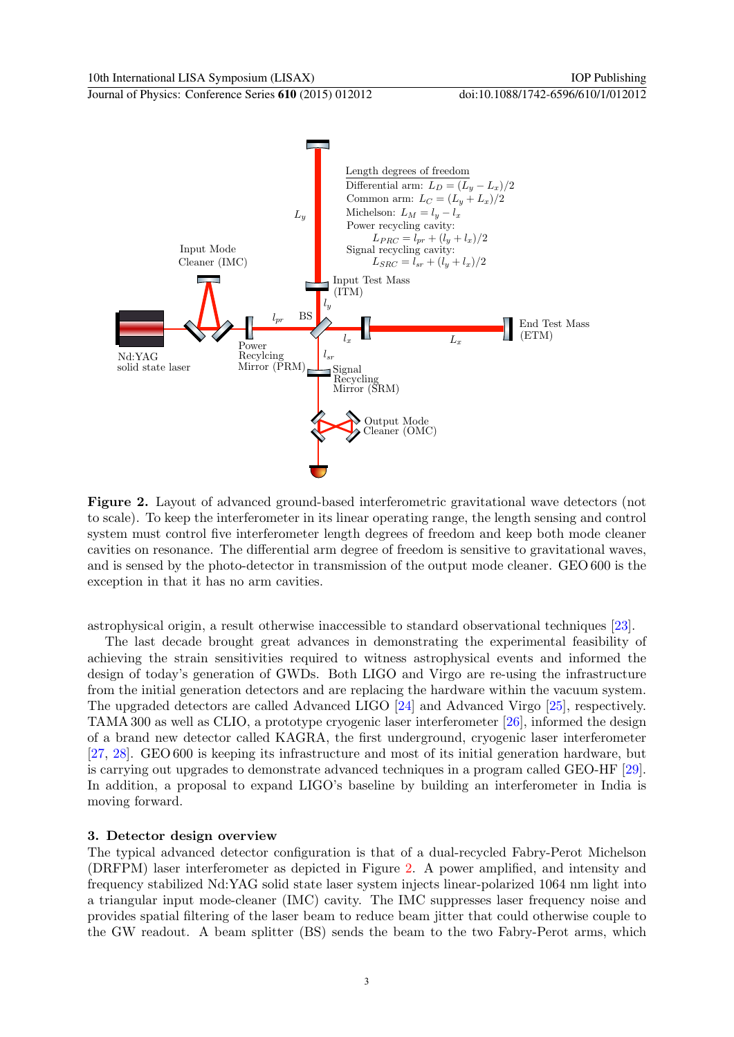**Figure 2.** Layout of advanced ground-based interferometric gravitational wave detectors (not to scale). To keep the interferometer in its linear operating range, the length sensing and control system must control five interferometer length degrees of freedom and keep both mode cleaner cavities on resonance. The differential arm degree of freedom is sensitive to gravitational waves, and is sensed by the photo-detector in transmission of the output mode cleaner. GEO 600 is the exception in that it has no arm cavities.

astrophysical origin, a result otherwise inaccessible to standard observational techniques [23].

The last decade brought great advances in demonstrating the experimental feasibility of achieving the strain sensitivities required to witness astrophysical events and informed the design of today's generation of GWDs. Both LIGO and Virgo are re-using the infrastructure from the initial generation detectors and are replacing the hardware within the vacuum system. The upgraded detectors are called Advanced LIGO [24] and Advanced Virgo [25], respectively. TAMA 300 as well as CLIO, a prototype cryogenic laser interferometer [26], informed the design of a brand new detector called KAGRA, the first underground, cryogenic laser interferometer [27, 28]. GEO 600 is keeping its infrastructure and most of its initial generation hardware, but is carrying out upgrades to demonstrate advanced techniques in a program called GEO-HF [29]. In addition, a proposal to expand LIGO's baseline by building an interferometer in India is moving forward.

## 3. Detector design overview

The typical advanced detector configuration is that of a dual-recycled Fabry-Perot Michelson (DRFPM) laser interferometer as depicted in Figure 2. A power amplified, and intensity and frequency stabilized Nd:YAG solid state laser system injects linear-polarized 1064 nm light into a triangular input mode-cleaner (IMC) cavity. The IMC suppresses laser frequency noise and provides spatial filtering of the laser beam to reduce beam jitter that could otherwise couple to the GW readout. A beam splitter (BS) sends the beam to the two Fabry-Perot arms, which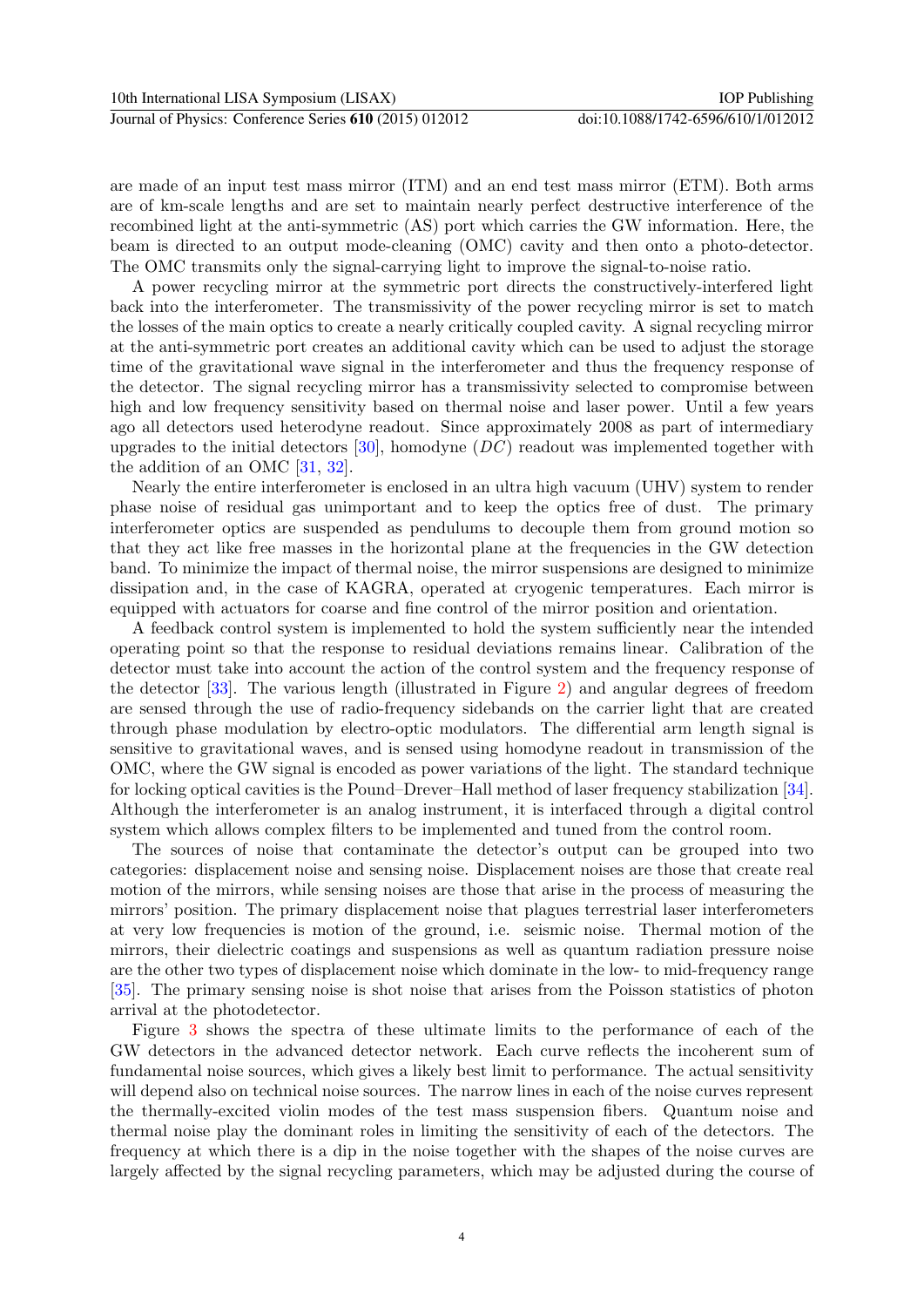are made of an input test mass mirror (ITM) and an end test mass mirror (ETM). Both arms are of km-scale lengths and are set to maintain nearly perfect destructive interference of the recombined light at the anti-symmetric (AS) port which carries the GW information. Here, the beam is directed to an output mode-cleaning (OMC) cavity and then onto a photo-detector. The OMC transmits only the signal-carrying light to improve the signal-to-noise ratio.

A power recycling mirror at the symmetric port directs the constructively-interfered light back into the interferometer. The transmissivity of the power recycling mirror is set to match the losses of the main optics to create a nearly critically coupled cavity. A signal recycling mirror at the anti-symmetric port creates an additional cavity which can be used to adjust the storage time of the gravitational wave signal in the interferometer and thus the frequency response of the detector. The signal recycling mirror has a transmissivity selected to compromise between high and low frequency sensitivity based on thermal noise and laser power. Until a few years ago all detectors used heterodyne readout. Since approximately 2008 as part of intermediary upgrades to the initial detectors [30], homodyne ($DC$) readout was implemented together with the addition of an OMC [31, 32].

Nearly the entire interferometer is enclosed in an ultra high vacuum (UHV) system to render phase noise of residual gas unimportant and to keep the optics free of dust. The primary interferometer optics are suspended as pendulums to decouple them from ground motion so that they act like free masses in the horizontal plane at the frequencies in the GW detection band. To minimize the impact of thermal noise, the mirror suspensions are designed to minimize dissipation and, in the case of KAGRA, operated at cryogenic temperatures. Each mirror is equipped with actuators for coarse and fine control of the mirror position and orientation.

A feedback control system is implemented to hold the system sufficiently near the intended operating point so that the response to residual deviations remains linear. Calibration of the detector must take into account the action of the control system and the frequency response of the detector [33]. The various length (illustrated in Figure 2) and angular degrees of freedom are sensed through the use of radio-frequency sidebands on the carrier light that are created through phase modulation by electro-optic modulators. The differential arm length signal is sensitive to gravitational waves, and is sensed using homodyne readout in transmission of the OMC, where the GW signal is encoded as power variations of the light. The standard technique for locking optical cavities is the Pound–Drever–Hall method of laser frequency stabilization [34]. Although the interferometer is an analog instrument, it is interfaced through a digital control system which allows complex filters to be implemented and tuned from the control room.

The sources of noise that contaminate the detector's output can be grouped into two categories: displacement noise and sensing noise. Displacement noises are those that create real motion of the mirrors, while sensing noises are those that arise in the process of measuring the mirrors' position. The primary displacement noise that plagues terrestrial laser interferometers at very low frequencies is motion of the ground, i.e. seismic noise. Thermal motion of the mirrors, their dielectric coatings and suspensions as well as quantum radiation pressure noise are the other two types of displacement noise which dominate in the low- to mid-frequency range [35]. The primary sensing noise is shot noise that arises from the Poisson statistics of photon arrival at the photodetector.

Figure 3 shows the spectra of these ultimate limits to the performance of each of the GW detectors in the advanced detector network. Each curve reflects the incoherent sum of fundamental noise sources, which gives a likely best limit to performance. The actual sensitivity will depend also on technical noise sources. The narrow lines in each of the noise curves represent the thermally-excited violin modes of the test mass suspension fibers. Quantum noise and thermal noise play the dominant roles in limiting the sensitivity of each of the detectors. The frequency at which there is a dip in the noise together with the shapes of the noise curves are largely affected by the signal recycling parameters, which may be adjusted during the course of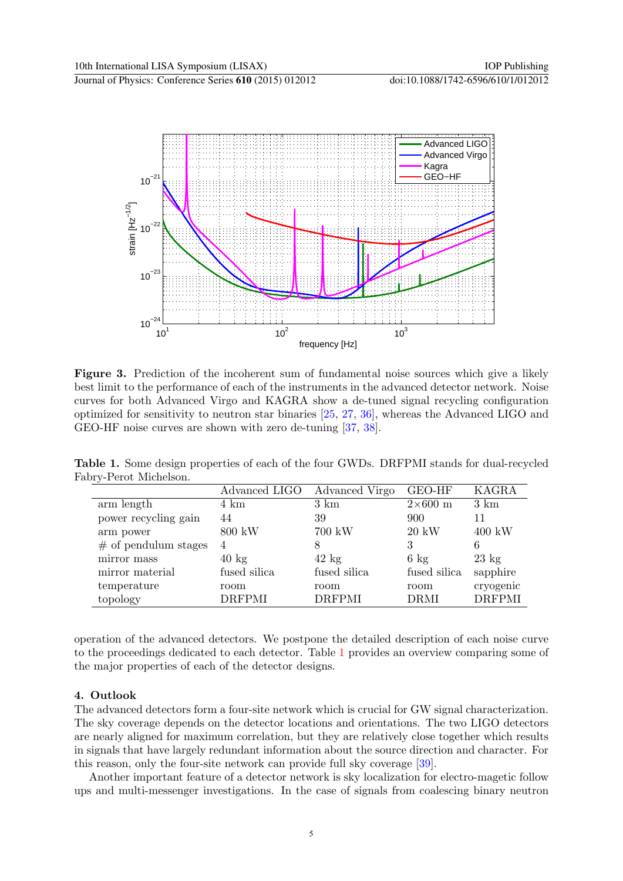**Figure 3.** Prediction of the incoherent sum of fundamental noise sources which give a likely best limit to the performance of each of the instruments in the advanced detector network. Noise curves for both Advanced Virgo and KAGRA show a de-tuned signal recycling configuration optimized for sensitivity to neutron star binaries [25, 27, 36], whereas the Advanced LIGO and GEO-HF noise curves are shown with zero de-tuning [37, 38].

**Table 1.** Some design properties of each of the four GWDs. DRFPMI stands for dual-recycled Fabry-Perot Michelson.

| | Advanced LIGO | Advanced Virgo | GEO-HF | KAGRA |
|---|---|---|---|---|
| arm length | 4 km | 3 km | 2×600 m | 3 km |
| power recycling gain | 44 | 39 | 900 | 11 |
| arm power | 800 kW | 700 kW | 20 kW | 400 kW |
| # of pendulum stages | 4 | 8 | 3 | 6 |
| mirror mass | 40 kg | 42 kg | 6 kg | 23 kg |
| mirror material | fused silica | fused silica | fused silica | sapphire |
| temperature | room | room | room | cryogenic |
| topology | DRFPMI | DRFPMI | DRMI | DRFPMI |

operation of the advanced detectors. We postpone the detailed description of each noise curve to the proceedings dedicated to each detector. Table 1 provides an overview comparing some of the major properties of each of the detector designs.

## 4. Outlook

The advanced detectors form a four-site network which is crucial for GW signal characterization. The sky coverage depends on the detector locations and orientations. The two LIGO detectors are nearly aligned for maximum correlation, but they are relatively close together which results in signals that have largely redundant information about the source direction and character. For this reason, only the four-site network can provide full sky coverage [39].

Another important feature of a detector network is sky localization for electro-magetic follow ups and multi-messenger investigations. In the case of signals from coalescing binary neutron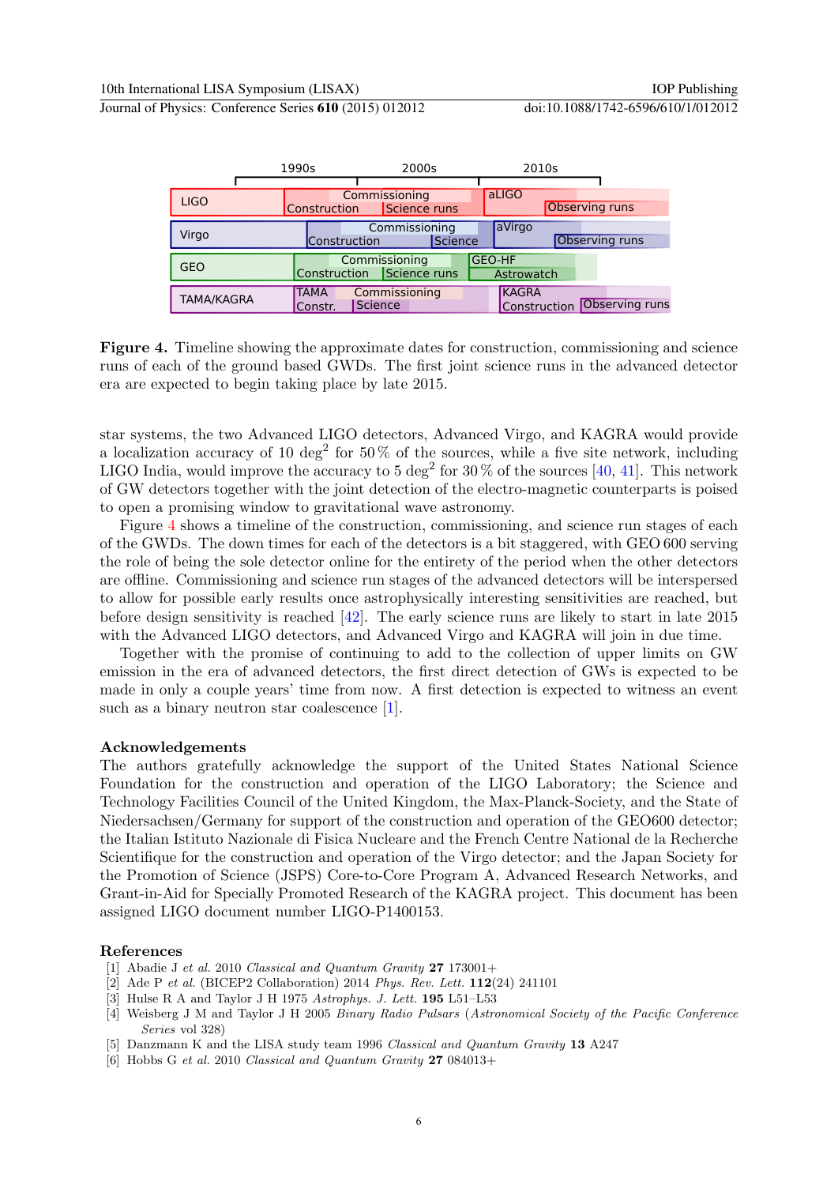**Figure 4.** Timeline showing the approximate dates for construction, commissioning and science runs of each of the ground based GWDs. The first joint science runs in the advanced detector era are expected to begin taking place by late 2015.

star systems, the two Advanced LIGO detectors, Advanced Virgo, and KAGRA would provide a localization accuracy of 10 deg$^2$ for 50 % of the sources, while a five site network, including LIGO India, would improve the accuracy to 5 deg$^2$ for 30 % of the sources [40, 41]. This network of GW detectors together with the joint detection of the electro-magnetic counterparts is poised to open a promising window to gravitational wave astronomy.

Figure 4 shows a timeline of the construction, commissioning, and science run stages of each of the GWDs. The down times for each of the detectors is a bit staggered, with GEO 600 serving the role of being the sole detector online for the entirety of the period when the other detectors are offline. Commissioning and science run stages of the advanced detectors will be interspersed to allow for possible early results once astrophysically interesting sensitivities are reached, but before design sensitivity is reached [42]. The early science runs are likely to start in late 2015 with the Advanced LIGO detectors, and Advanced Virgo and KAGRA will join in due time.

Together with the promise of continuing to add to the collection of upper limits on GW emission in the era of advanced detectors, the first direct detection of GWs is expected to be made in only a couple years' time from now. A first detection is expected to witness an event such as a binary neutron star coalescence [1].

## Acknowledgements

The authors gratefully acknowledge the support of the United States National Science Foundation for the construction and operation of the LIGO Laboratory; the Science and Technology Facilities Council of the United Kingdom, the Max-Planck-Society, and the State of Niedersachsen/Germany for support of the construction and operation of the GEO600 detector; the Italian Istituto Nazionale di Fisica Nucleare and the French Centre National de la Recherche Scientifique for the construction and operation of the Virgo detector; and the Japan Society for the Promotion of Science (JSPS) Core-to-Core Program A, Advanced Research Networks, and Grant-in-Aid for Specially Promoted Research of the KAGRA project. This document has been assigned LIGO document number LIGO-P1400153.

## References

[1] Abadie J *et al.* 2010 *Classical and Quantum Gravity* **27** 173001+
[2] Ade P *et al.* (BICEP2 Collaboration) 2014 *Phys. Rev. Lett.* **112**(24) 241101
[3] Hulse R A and Taylor J H 1975 *Astrophys. J. Lett.* **195** L51–L53
[4] Weisberg J M and Taylor J H 2005 *Binary Radio Pulsars* (*Astronomical Society of the Pacific Conference Series* vol 328)
[5] Danzmann K and the LISA study team 1996 *Classical and Quantum Gravity* **13** A247
[6] Hobbs G *et al.* 2010 *Classical and Quantum Gravity* **27** 084013+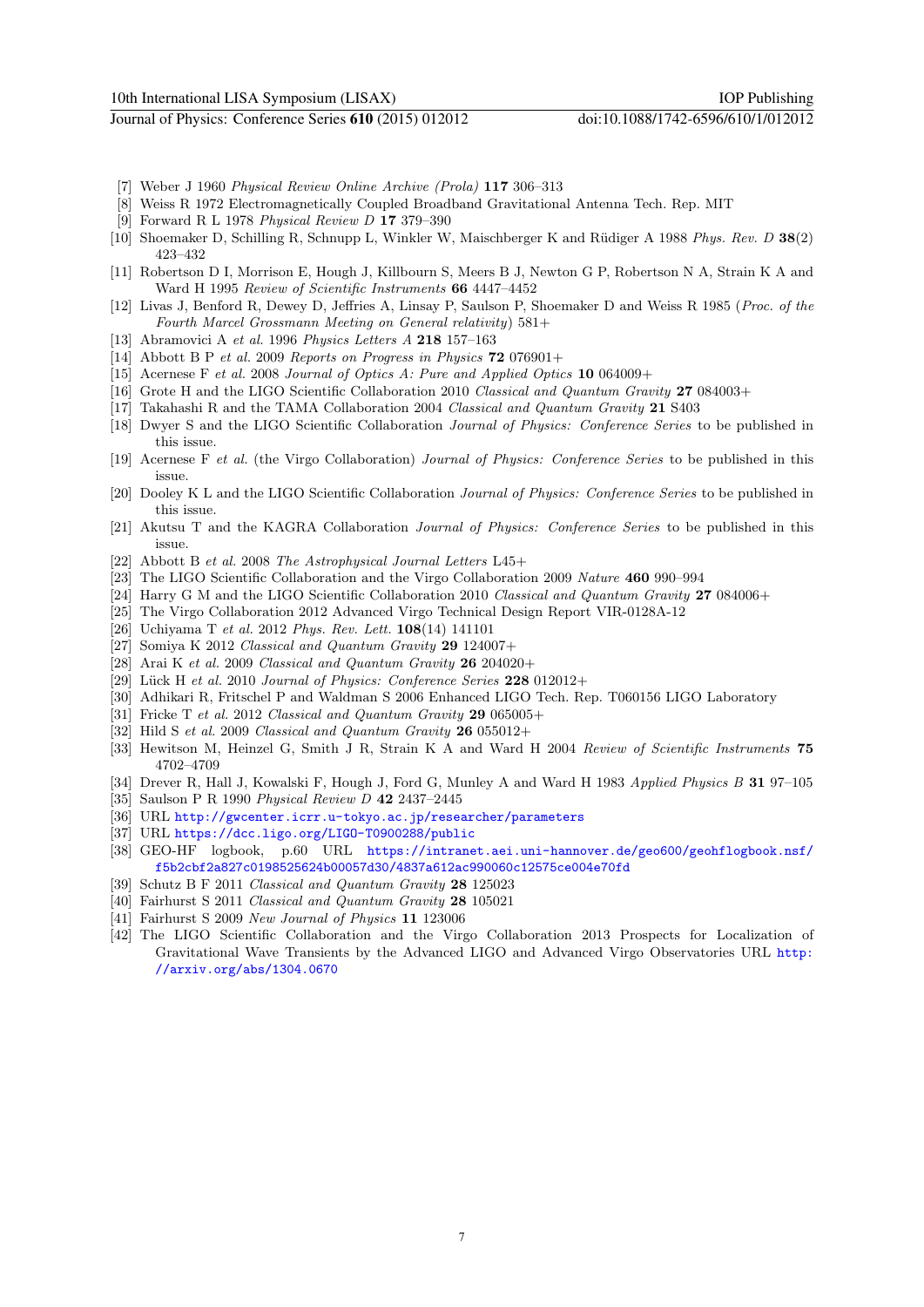[7] Weber J 1960 *Physical Review Online Archive (Prola)* **117** 306–313

[8] Weiss R 1972 Electromagnetically Coupled Broadband Gravitational Antenna Tech. Rep. MIT

[9] Forward R L 1978 *Physical Review D* **17** 379–390

[10] Shoemaker D, Schilling R, Schnupp L, Winkler W, Maischberger K and Rüdiger A 1988 *Phys. Rev. D* **38**(2) 423–432

[11] Robertson D I, Morrison E, Hough J, Killbourn S, Meers B J, Newton G P, Robertson N A, Strain K A and Ward H 1995 *Review of Scientific Instruments* **66** 4447–4452

[12] Livas J, Benford R, Dewey D, Jeffries A, Linsay P, Saulson P, Shoemaker D and Weiss R 1985 (*Proc. of the Fourth Marcel Grossmann Meeting on General relativity*) 581+

[13] Abramovici A *et al.* 1996 *Physics Letters A* **218** 157–163

[14] Abbott B P *et al.* 2009 *Reports on Progress in Physics* **72** 076901+

[15] Acernese F *et al.* 2008 *Journal of Optics A: Pure and Applied Optics* **10** 064009+

[16] Grote H and the LIGO Scientific Collaboration 2010 *Classical and Quantum Gravity* **27** 084003+

[17] Takahashi R and the TAMA Collaboration 2004 *Classical and Quantum Gravity* **21** S403

[18] Dwyer S and the LIGO Scientific Collaboration *Journal of Physics: Conference Series* to be published in this issue.

[19] Acernese F *et al.* (the Virgo Collaboration) *Journal of Physics: Conference Series* to be published in this issue.

[20] Dooley K L and the LIGO Scientific Collaboration *Journal of Physics: Conference Series* to be published in this issue.

[21] Akutsu T and the KAGRA Collaboration *Journal of Physics: Conference Series* to be published in this issue.

[22] Abbott B *et al.* 2008 *The Astrophysical Journal Letters* L45+

[23] The LIGO Scientific Collaboration and the Virgo Collaboration 2009 *Nature* **460** 990–994

[24] Harry G M and the LIGO Scientific Collaboration 2010 *Classical and Quantum Gravity* **27** 084006+

[25] The Virgo Collaboration 2012 Advanced Virgo Technical Design Report VIR-0128A-12

[26] Uchiyama T *et al.* 2012 *Phys. Rev. Lett.* **108**(14) 141101

[27] Somiya K 2012 *Classical and Quantum Gravity* **29** 124007+

[28] Arai K *et al.* 2009 *Classical and Quantum Gravity* **26** 204020+

[29] Lück H *et al.* 2010 *Journal of Physics: Conference Series* **228** 012012+

[30] Adhikari R, Fritschel P and Waldman S 2006 Enhanced LIGO Tech. Rep. T060156 LIGO Laboratory

[31] Fricke T *et al.* 2012 *Classical and Quantum Gravity* **29** 065005+

[32] Hild S *et al.* 2009 *Classical and Quantum Gravity* **26** 055012+

[33] Hewitson M, Heinzel G, Smith J R, Strain K A and Ward H 2004 *Review of Scientific Instruments* **75** 4702–4709

[34] Drever R, Hall J, Kowalski F, Hough J, Ford G, Munley A and Ward H 1983 *Applied Physics B* **31** 97–105

[35] Saulson P R 1990 *Physical Review D* **42** 2437–2445

[36] URL http://gwcenter.icrr.u-tokyo.ac.jp/researcher/parameters

[37] URL https://dcc.ligo.org/LIGO-T0900288/public

[38] GEO-HF logbook, p.60 URL https://intranet.aei.uni-hannover.de/geo600/geohflogbook.nsf/f5b2cbf2a827c0198525624b00057d30/4837a612ac990060c12575ce004e70fd

[39] Schutz B F 2011 *Classical and Quantum Gravity* **28** 125023

[40] Fairhurst S 2011 *Classical and Quantum Gravity* **28** 105021

[41] Fairhurst S 2009 *New Journal of Physics* **11** 123006

[42] The LIGO Scientific Collaboration and the Virgo Collaboration 2013 Prospects for Localization of Gravitational Wave Transients by the Advanced LIGO and Advanced Virgo Observatories URL http://arxiv.org/abs/1304.0670